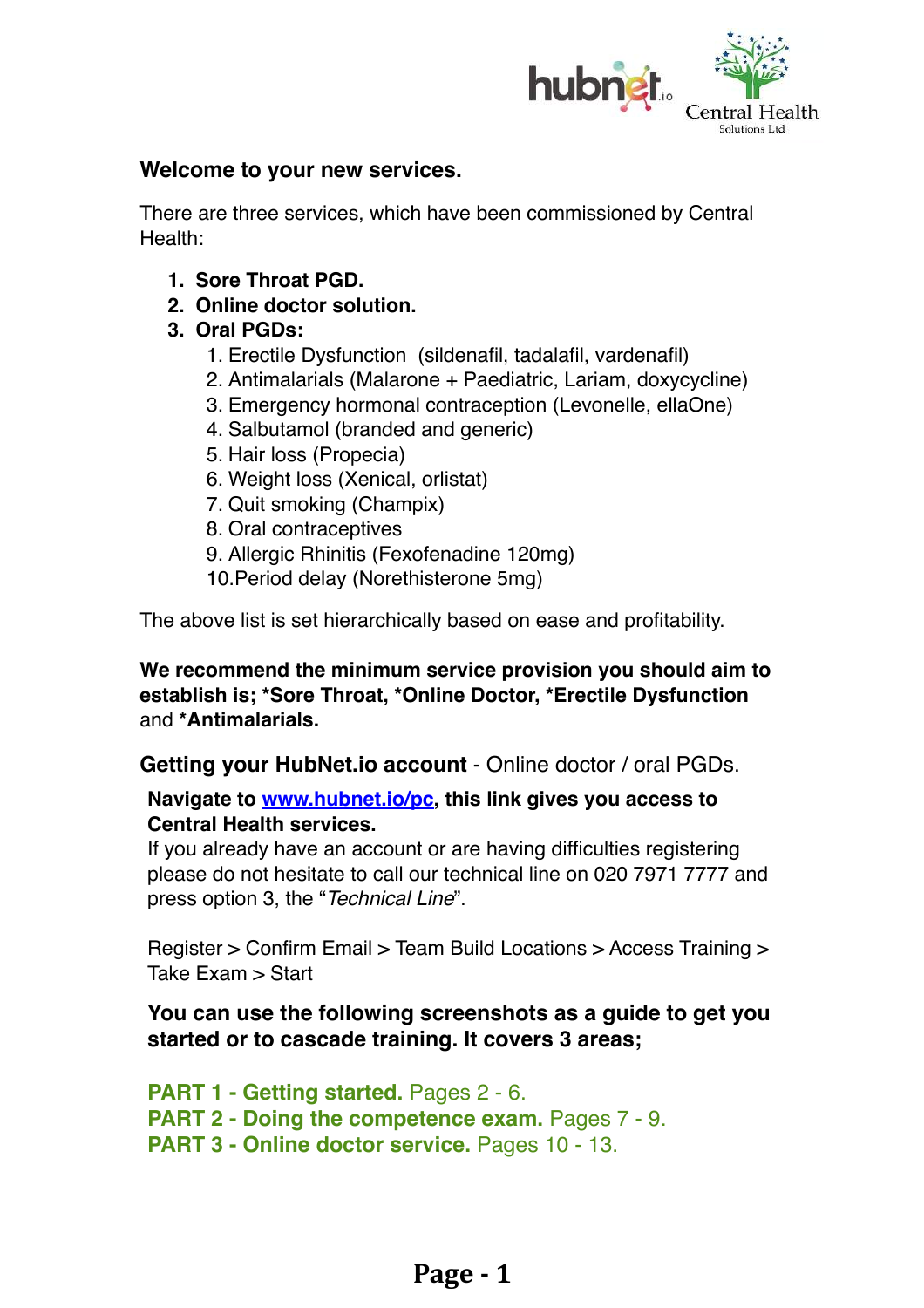**Welcome to your new services.**

There are three services, which have been commissioned by Central Health:

1. **Sore Throat PGD.**
2. **Online doctor solution.**
3. **Oral PGDs:**
    1. Erectile Dysfunction (sildenafil, tadalafil, vardenafil)
    2. Antimalarials (Malarone + Paediatric, Lariam, doxycycline)
    3. Emergency hormonal contraception (Levonelle, ellaOne)
    4. Salbutamol (branded and generic)
    5. Hair loss (Propecia)
    6. Weight loss (Xenical, orlistat)
    7. Quit smoking (Champix)
    8. Oral contraceptives
    9. Allergic Rhinitis (Fexofenadine 120mg)
    10. Period delay (Norethisterone 5mg)

The above list is set hierarchically based on ease and profitability.

**We recommend the minimum service provision you should aim to establish is; *Sore Throat, *Online Doctor, *Erectile Dysfunction** and ***Antimalarials.**

**Getting your HubNet.io account** - Online doctor / oral PGDs.

**Navigate to [www.hubnet.io/pc](www.hubnet.io/pc), this link gives you access to Central Health services.**
If you already have an account or are having difficulties registering please do not hesitate to call our technical line on 020 7971 7777 and press option 3, the "*Technical Line*".

Register > Confirm Email > Team Build Locations > Access Training > Take Exam > Start

**You can use the following screenshots as a guide to get you started or to cascade training. It covers 3 areas;**

**PART 1 - Getting started.** Pages 2 - 6.
**PART 2 - Doing the competence exam.** Pages 7 - 9.
**PART 3 - Online doctor service.** Pages 10 - 13.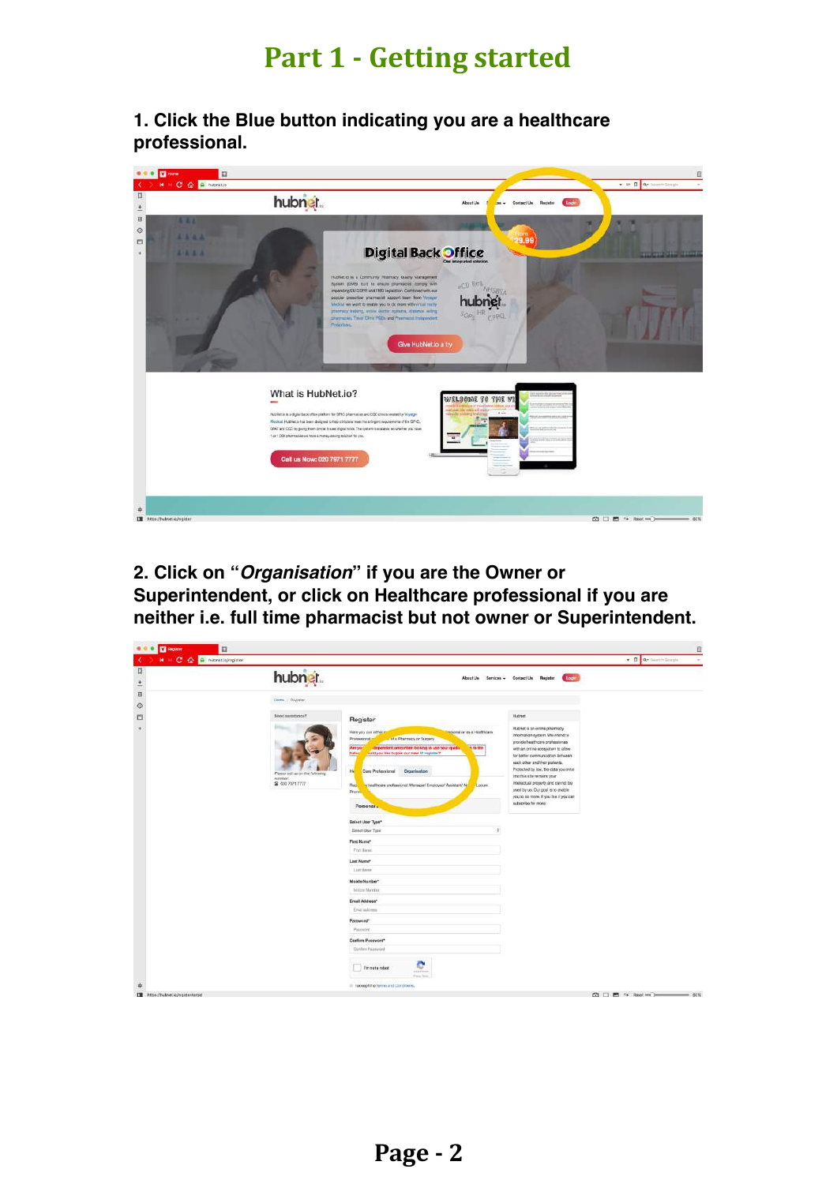# Part 1 - Getting started

**1. Click the Blue button indicating you are a healthcare professional.**

**2. Click on "*Organisation*" if you are the Owner or Superintendent, or click on Healthcare professional if you are neither i.e. full time pharmacist but not owner or Superintendent.**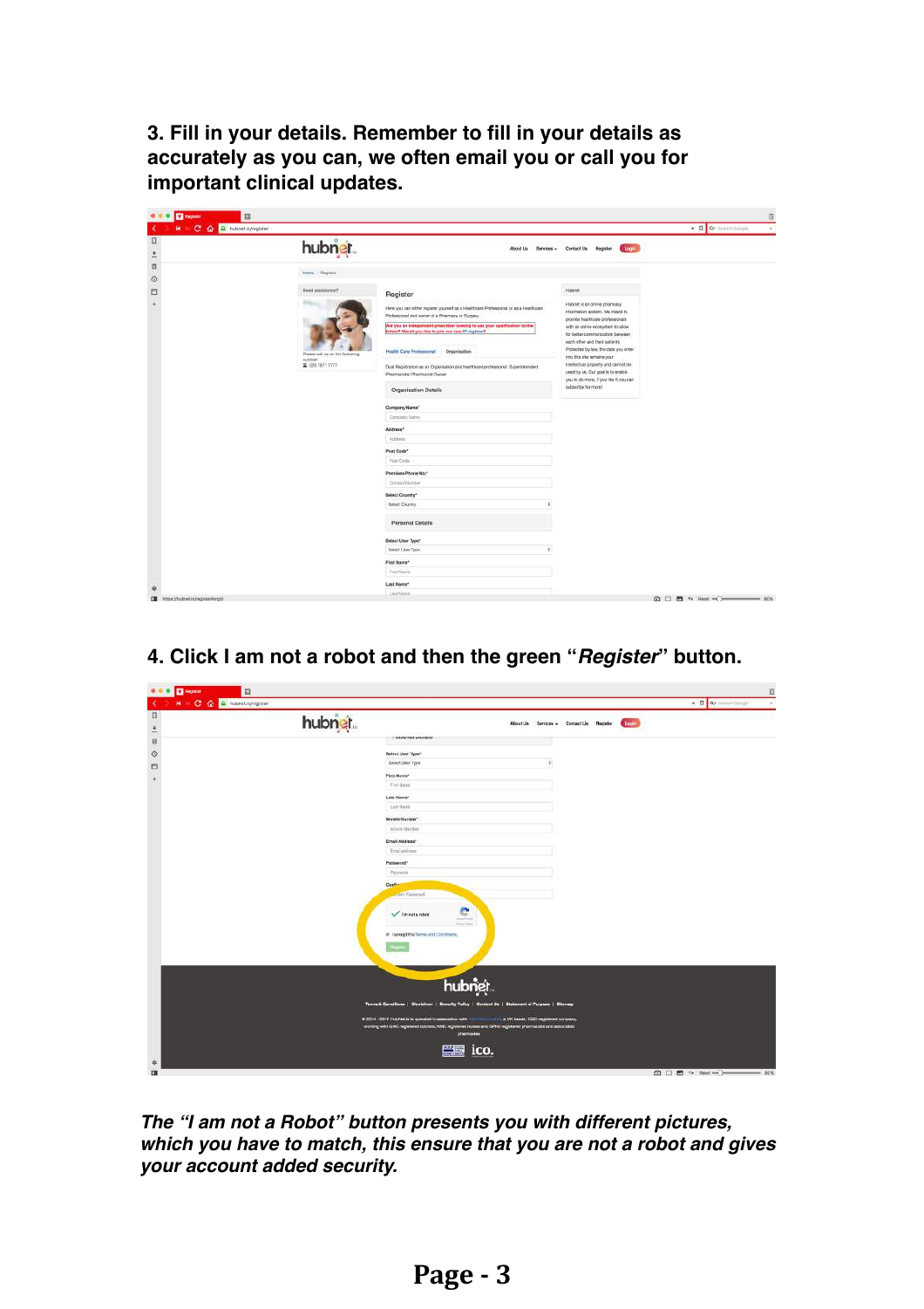**3. Fill in your details. Remember to fill in your details as accurately as you can, we often email you or call you for important clinical updates.**

**4. Click I am not a robot and then the green "*Register*" button.**

***The "I am not a Robot" button presents you with different pictures, which you have to match, this ensure that you are not a robot and gives your account added security.***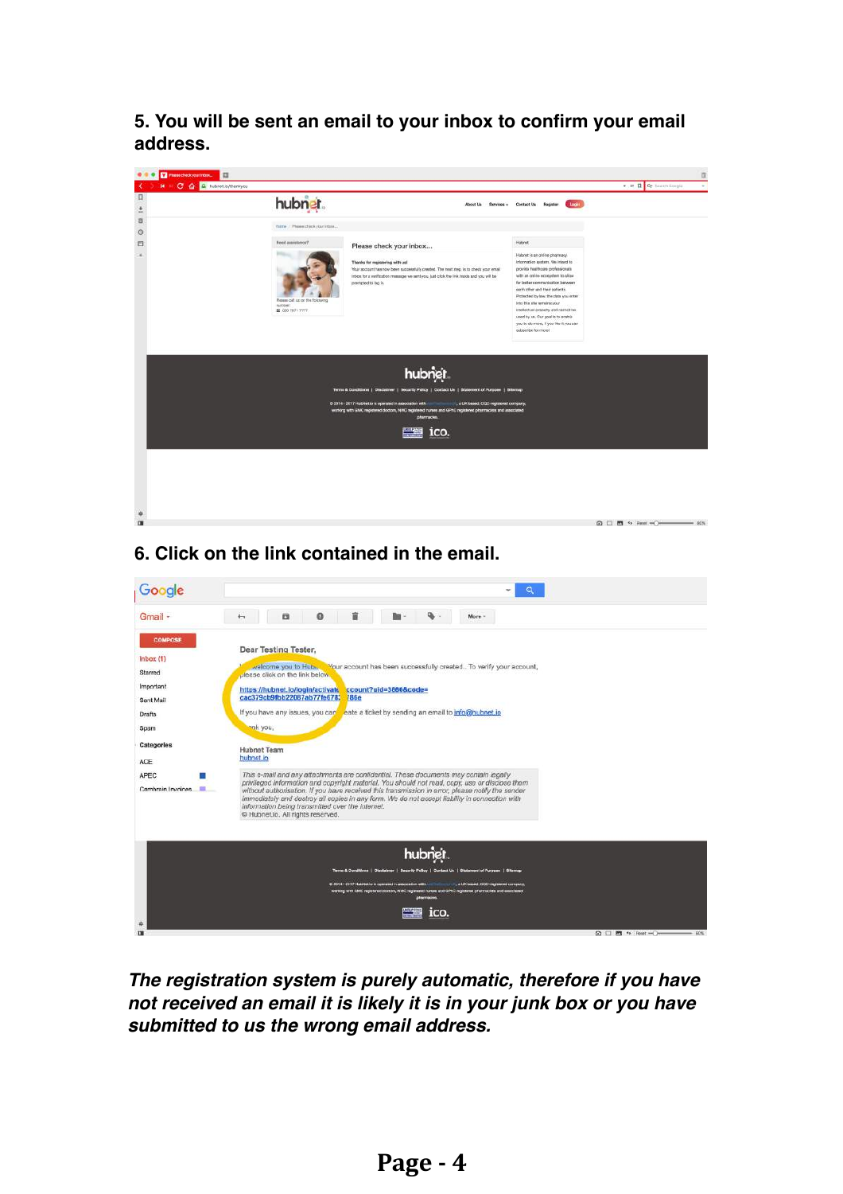**5. You will be sent an email to your inbox to confirm your email address.**

**6. Click on the link contained in the email.**

***The registration system is purely automatic, therefore if you have not received an email it is likely it is in your junk box or you have submitted to us the wrong email address.***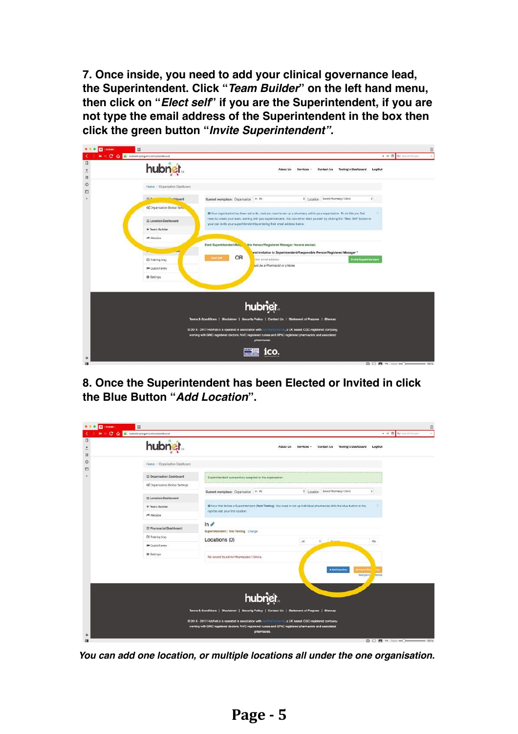**7. Once inside, you need to add your clinical governance lead, the Superintendent. Click "*Team Builder*" on the left hand menu, then click on "*Elect self*" if you are the Superintendent, if you are not type the email address of the Superintendent in the box then click the green button "*Invite Superintendent".***

**8. Once the Superintendent has been Elected or Invited in click the Blue Button "*Add Location*".**

***You can add one location, or multiple locations all under the one organisation.***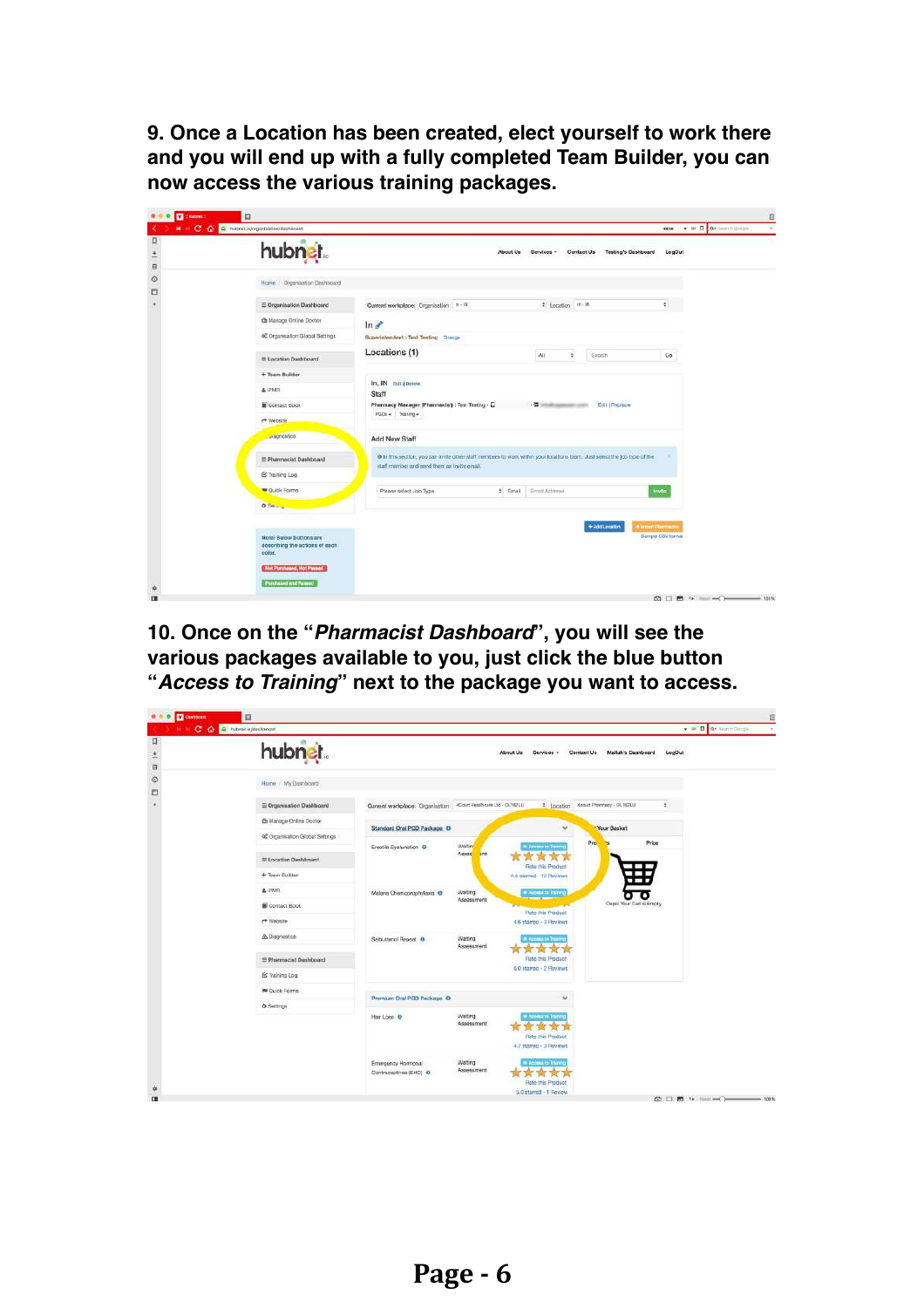**9. Once a Location has been created, elect yourself to work there and you will end up with a fully completed Team Builder, you can now access the various training packages.**

**10. Once on the "*Pharmacist Dashboard*", you will see the various packages available to you, just click the blue button "*Access to Training*" next to the package you want to access.**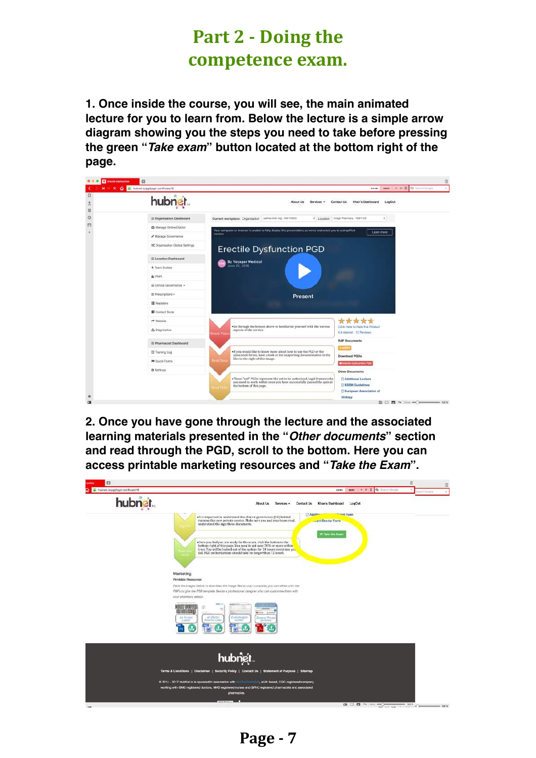# Part 2 - Doing the competence exam.

**1. Once inside the course, you will see, the main animated lecture for you to learn from. Below the lecture is a simple arrow diagram showing you the steps you need to take before pressing the green "*Take exam*" button located at the bottom right of the page.**

**2. Once you have gone through the lecture and the associated learning materials presented in the "*Other documents*" section and read through the PGD, scroll to the bottom. Here you can access printable marketing resources and "*Take the Exam*".**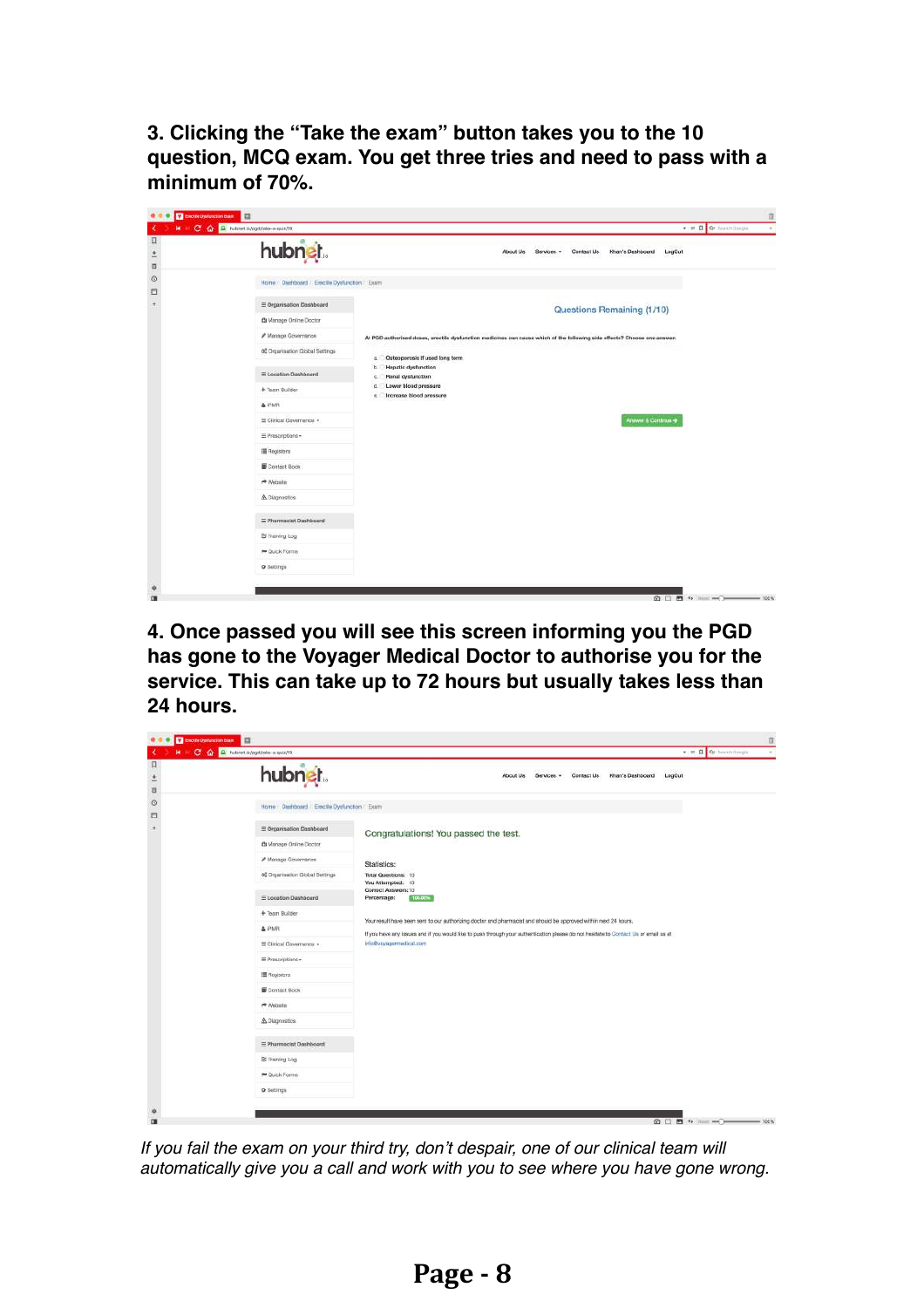**3. Clicking the "Take the exam" button takes you to the 10 question, MCQ exam. You get three tries and need to pass with a minimum of 70%.**

**4. Once passed you will see this screen informing you the PGD has gone to the Voyager Medical Doctor to authorise you for the service. This can take up to 72 hours but usually takes less than 24 hours.**

*If you fail the exam on your third try, don't despair, one of our clinical team will automatically give you a call and work with you to see where you have gone wrong.*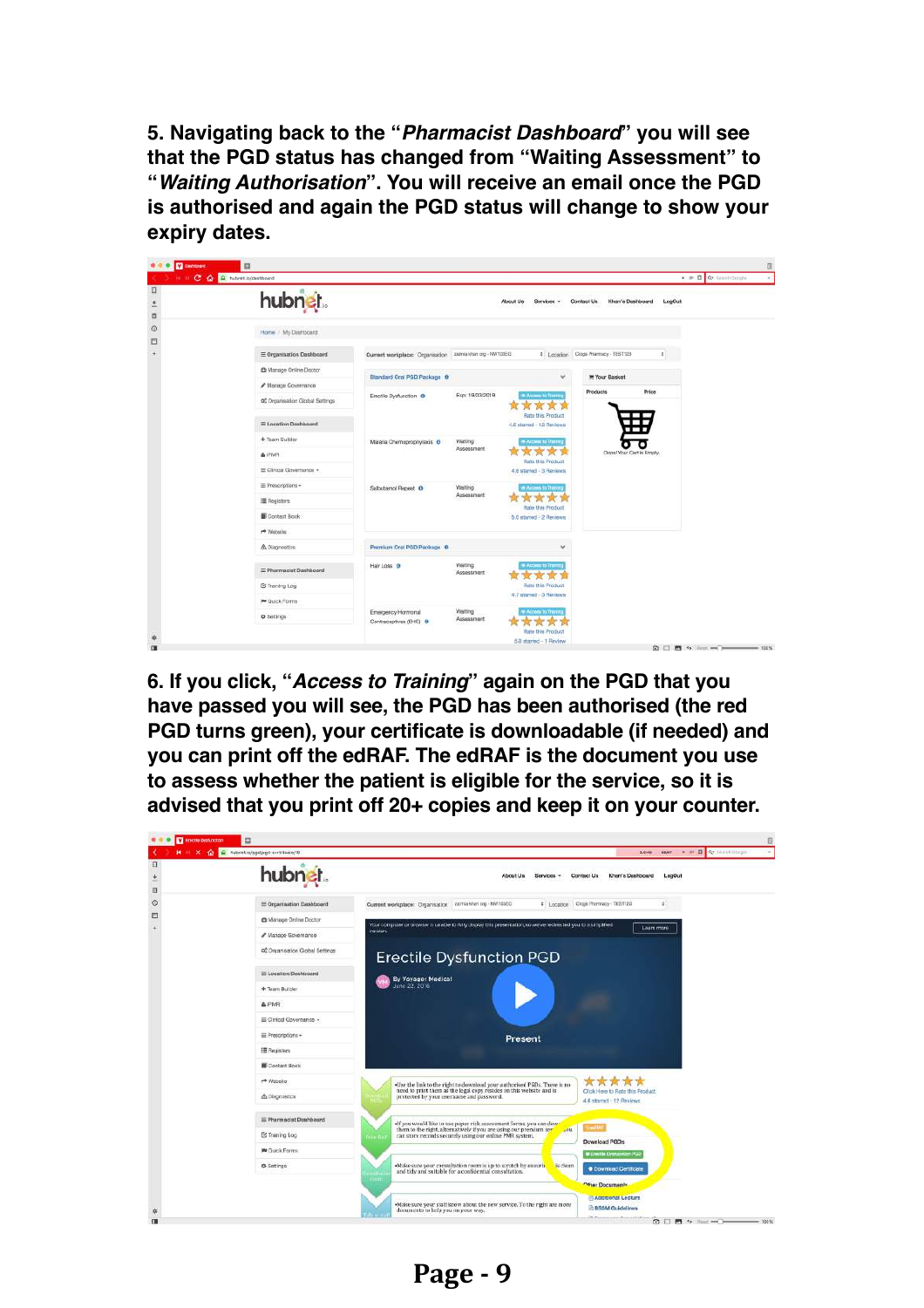5. Navigating back to the "*Pharmacist Dashboard*" you will see that the PGD status has changed from "Waiting Assessment" to "*Waiting Authorisation*". You will receive an email once the PGD is authorised and again the PGD status will change to show your expiry dates.

6. If you click, "*Access to Training*" again on the PGD that you have passed you will see, the PGD has been authorised (the red PGD turns green), your certificate is downloadable (if needed) and you can print off the edRAF. The edRAF is the document you use to assess whether the patient is eligible for the service, so it is advised that you print off 20+ copies and keep it on your counter.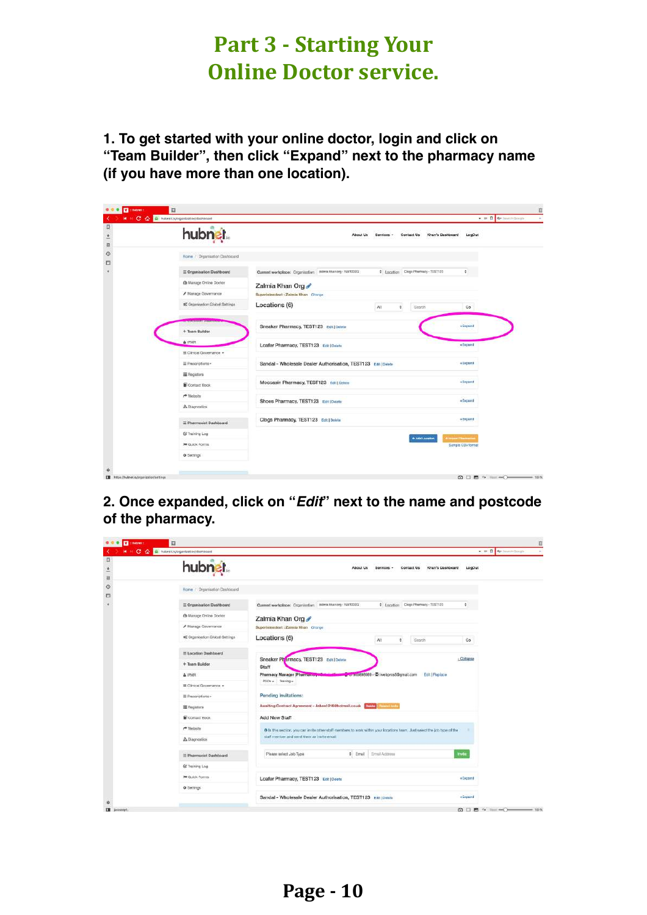# Part 3 - Starting Your Online Doctor service.

**1. To get started with your online doctor, login and click on "Team Builder", then click "Expand" next to the pharmacy name (if you have more than one location).**

**2. Once expanded, click on "*Edit*" next to the name and postcode of the pharmacy.**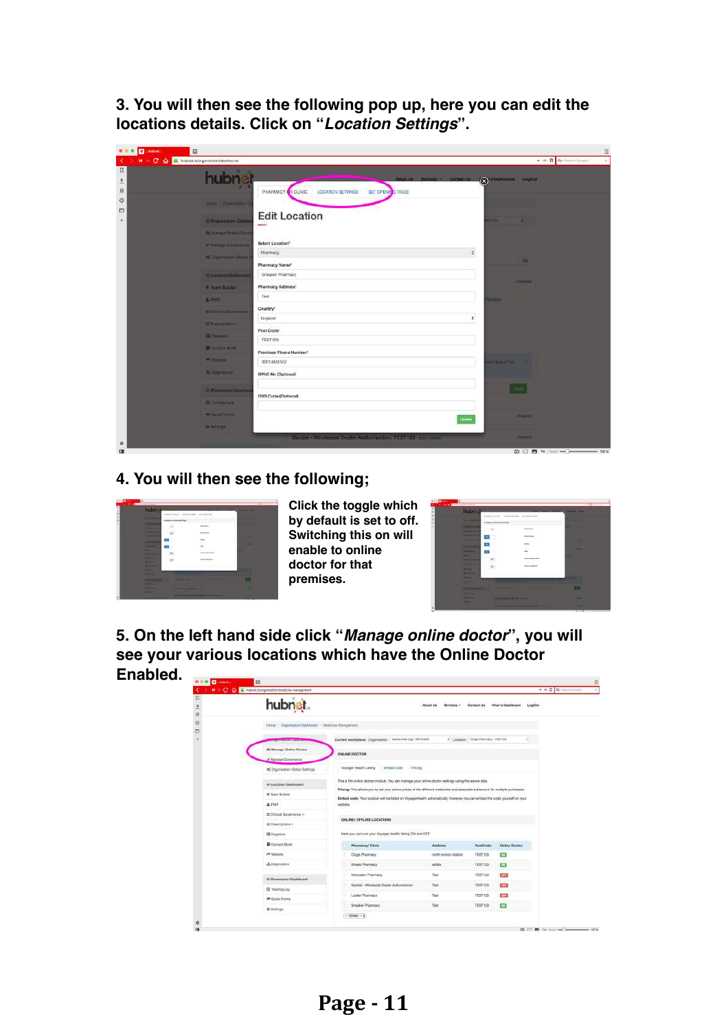3. You will then see the following pop up, here you can edit the locations details. Click on “*Location Settings*”.

4. You will then see the following;

Click the toggle which by default is set to off. Switching this on will enable to online doctor for that premises.

5. On the left hand side click “*Manage online doctor*”, you will see your various locations which have the Online Doctor Enabled.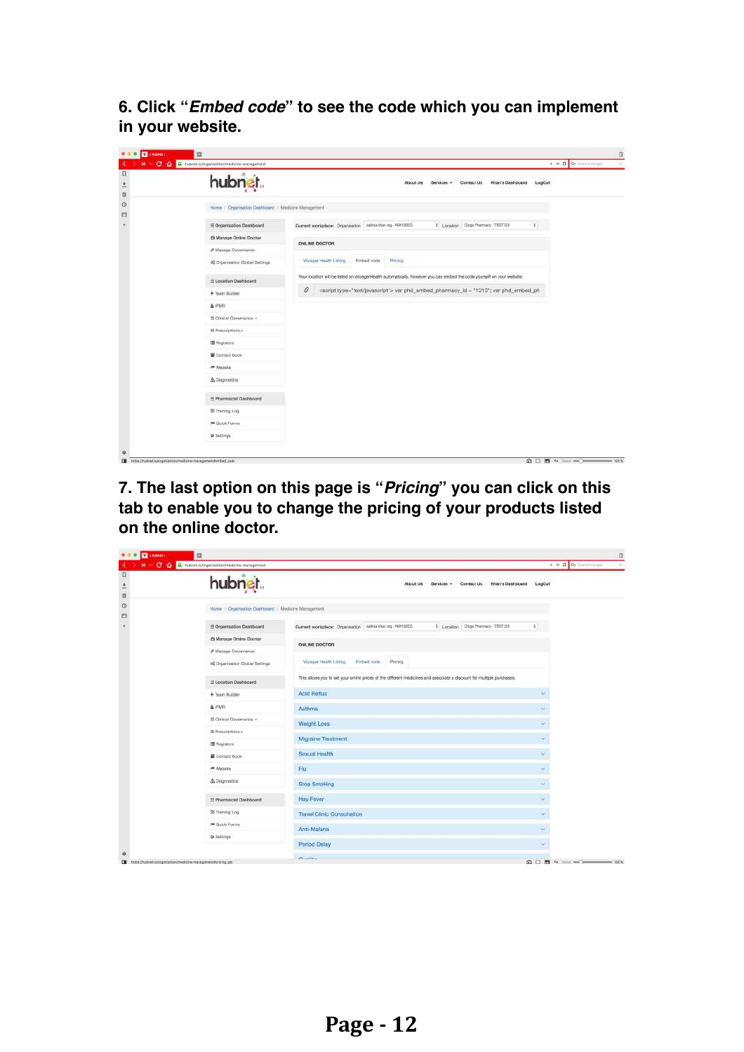**6. Click "*Embed code*" to see the code which you can implement in your website.**

**7. The last option on this page is "*Pricing*" you can click on this tab to enable you to change the pricing of your products listed on the online doctor.**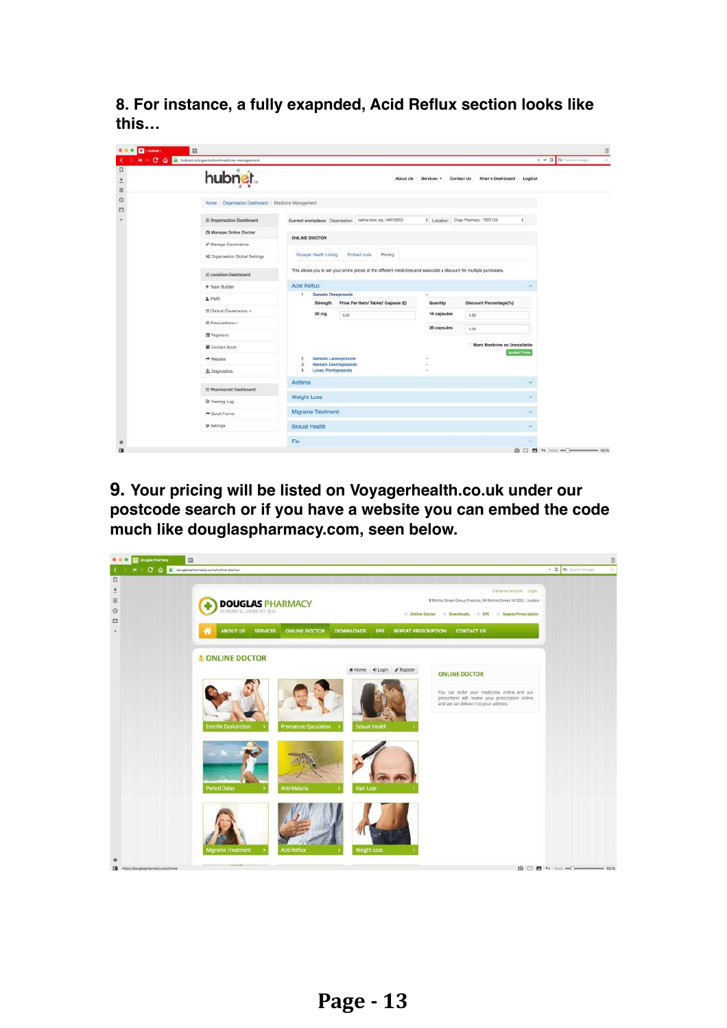8. For instance, a fully exapnded, Acid Reflux section looks like this…

9. Your pricing will be listed on Voyagerhealth.co.uk under our postcode search or if you have a website you can embed the code much like douglaspharmacy.com, seen below.